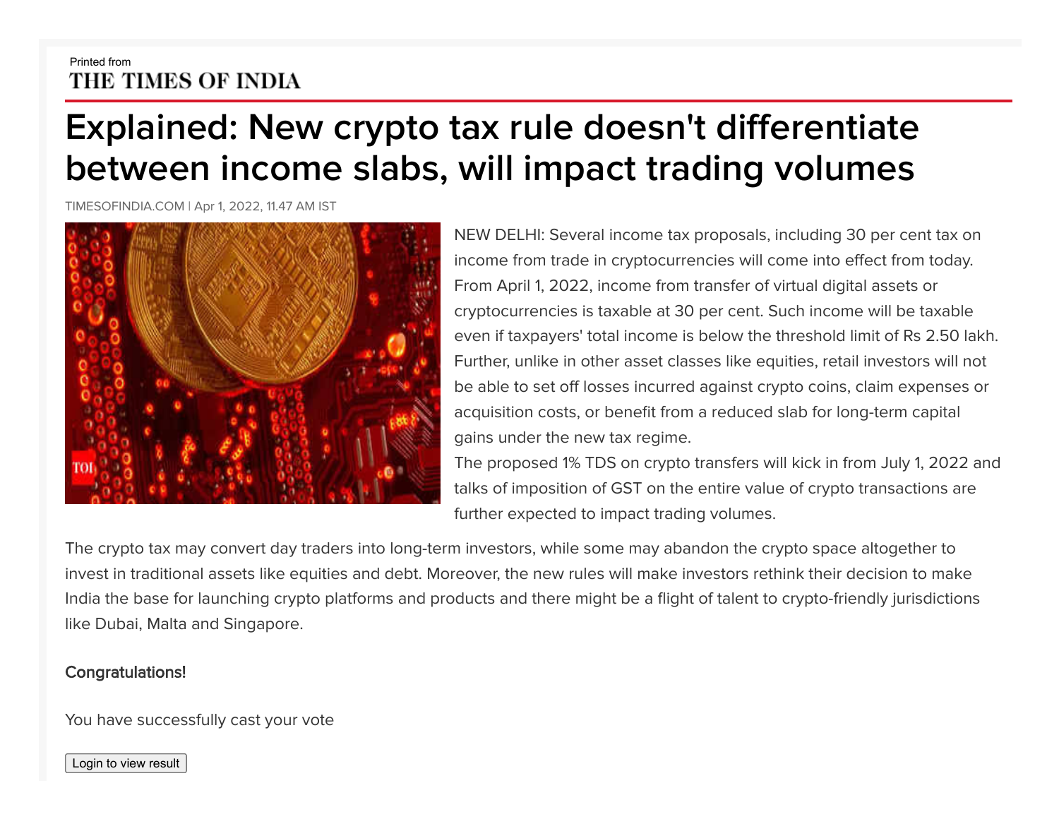Printed from
THE TIMES OF INDIA

# Explained: New crypto tax rule doesn't differentiate between income slabs, will impact trading volumes

TIMESOFINDIA.COM | Apr 1, 2022, 11.47 AM IST

NEW DELHI: Several income tax proposals, including 30 per cent tax on income from trade in cryptocurrencies will come into effect from today. From April 1, 2022, income from transfer of virtual digital assets or cryptocurrencies is taxable at 30 per cent. Such income will be taxable even if taxpayers' total income is below the threshold limit of Rs 2.50 lakh. Further, unlike in other asset classes like equities, retail investors will not be able to set off losses incurred against crypto coins, claim expenses or acquisition costs, or benefit from a reduced slab for long-term capital gains under the new tax regime.

The proposed 1% TDS on crypto transfers will kick in from July 1, 2022 and talks of imposition of GST on the entire value of crypto transactions are further expected to impact trading volumes.

The crypto tax may convert day traders into long-term investors, while some may abandon the crypto space altogether to invest in traditional assets like equities and debt. Moreover, the new rules will make investors rethink their decision to make India the base for launching crypto platforms and products and there might be a flight of talent to crypto-friendly jurisdictions like Dubai, Malta and Singapore.

**Congratulations!**

You have successfully cast your vote

Login to view result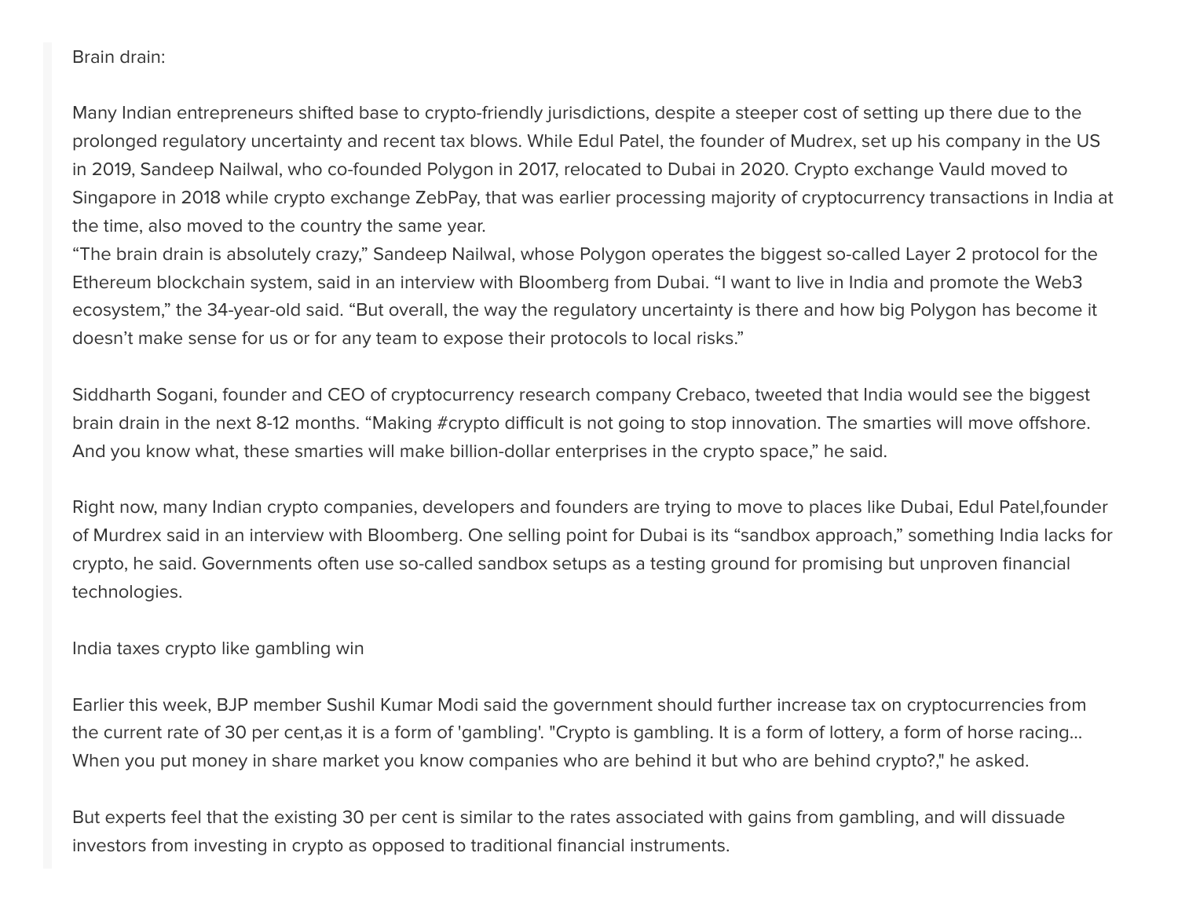Brain drain:

Many Indian entrepreneurs shifted base to crypto-friendly jurisdictions, despite a steeper cost of setting up there due to the prolonged regulatory uncertainty and recent tax blows. While Edul Patel, the founder of Mudrex, set up his company in the US in 2019, Sandeep Nailwal, who co-founded Polygon in 2017, relocated to Dubai in 2020. Crypto exchange Vauld moved to Singapore in 2018 while crypto exchange ZebPay, that was earlier processing majority of cryptocurrency transactions in India at the time, also moved to the country the same year.
“The brain drain is absolutely crazy,” Sandeep Nailwal, whose Polygon operates the biggest so-called Layer 2 protocol for the Ethereum blockchain system, said in an interview with Bloomberg from Dubai. “I want to live in India and promote the Web3 ecosystem,” the 34-year-old said. “But overall, the way the regulatory uncertainty is there and how big Polygon has become it doesn’t make sense for us or for any team to expose their protocols to local risks.”

Siddharth Sogani, founder and CEO of cryptocurrency research company Crebaco, tweeted that India would see the biggest brain drain in the next 8-12 months. “Making #crypto difficult is not going to stop innovation. The smarties will move offshore. And you know what, these smarties will make billion-dollar enterprises in the crypto space,” he said.

Right now, many Indian crypto companies, developers and founders are trying to move to places like Dubai, Edul Patel,founder of Murdrex said in an interview with Bloomberg. One selling point for Dubai is its “sandbox approach,” something India lacks for crypto, he said. Governments often use so-called sandbox setups as a testing ground for promising but unproven financial technologies.

India taxes crypto like gambling win

Earlier this week, BJP member Sushil Kumar Modi said the government should further increase tax on cryptocurrencies from the current rate of 30 per cent,as it is a form of 'gambling'. "Crypto is gambling. It is a form of lottery, a form of horse racing... When you put money in share market you know companies who are behind it but who are behind crypto?," he asked.

But experts feel that the existing 30 per cent is similar to the rates associated with gains from gambling, and will dissuade investors from investing in crypto as opposed to traditional financial instruments.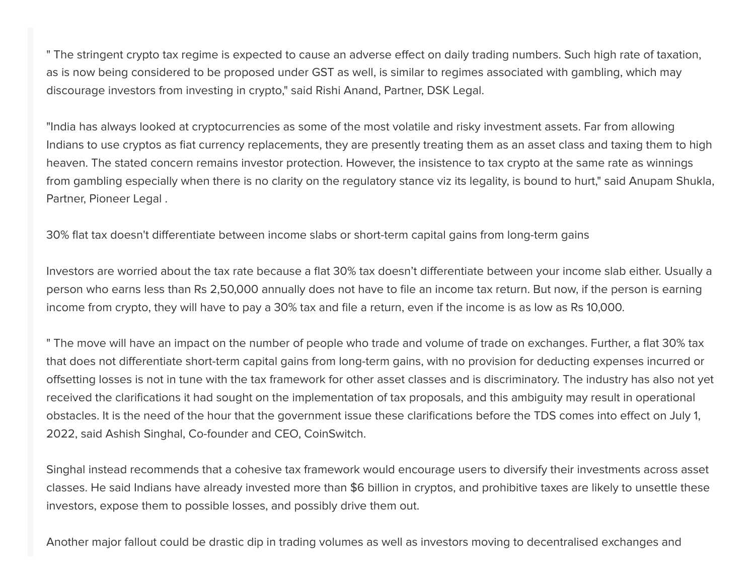" The stringent crypto tax regime is expected to cause an adverse effect on daily trading numbers. Such high rate of taxation, as is now being considered to be proposed under GST as well, is similar to regimes associated with gambling, which may discourage investors from investing in crypto," said Rishi Anand, Partner, DSK Legal.

"India has always looked at cryptocurrencies as some of the most volatile and risky investment assets. Far from allowing Indians to use cryptos as fiat currency replacements, they are presently treating them as an asset class and taxing them to high heaven. The stated concern remains investor protection. However, the insistence to tax crypto at the same rate as winnings from gambling especially when there is no clarity on the regulatory stance viz its legality, is bound to hurt," said Anupam Shukla, Partner, Pioneer Legal .

30% flat tax doesn't differentiate between income slabs or short-term capital gains from long-term gains

Investors are worried about the tax rate because a flat 30% tax doesn't differentiate between your income slab either. Usually a person who earns less than Rs 2,50,000 annually does not have to file an income tax return. But now, if the person is earning income from crypto, they will have to pay a 30% tax and file a return, even if the income is as low as Rs 10,000.

" The move will have an impact on the number of people who trade and volume of trade on exchanges. Further, a flat 30% tax that does not differentiate short-term capital gains from long-term gains, with no provision for deducting expenses incurred or offsetting losses is not in tune with the tax framework for other asset classes and is discriminatory. The industry has also not yet received the clarifications it had sought on the implementation of tax proposals, and this ambiguity may result in operational obstacles. It is the need of the hour that the government issue these clarifications before the TDS comes into effect on July 1, 2022, said Ashish Singhal, Co-founder and CEO, CoinSwitch.

Singhal instead recommends that a cohesive tax framework would encourage users to diversify their investments across asset classes. He said Indians have already invested more than $6 billion in cryptos, and prohibitive taxes are likely to unsettle these investors, expose them to possible losses, and possibly drive them out.

Another major fallout could be drastic dip in trading volumes as well as investors moving to decentralised exchanges and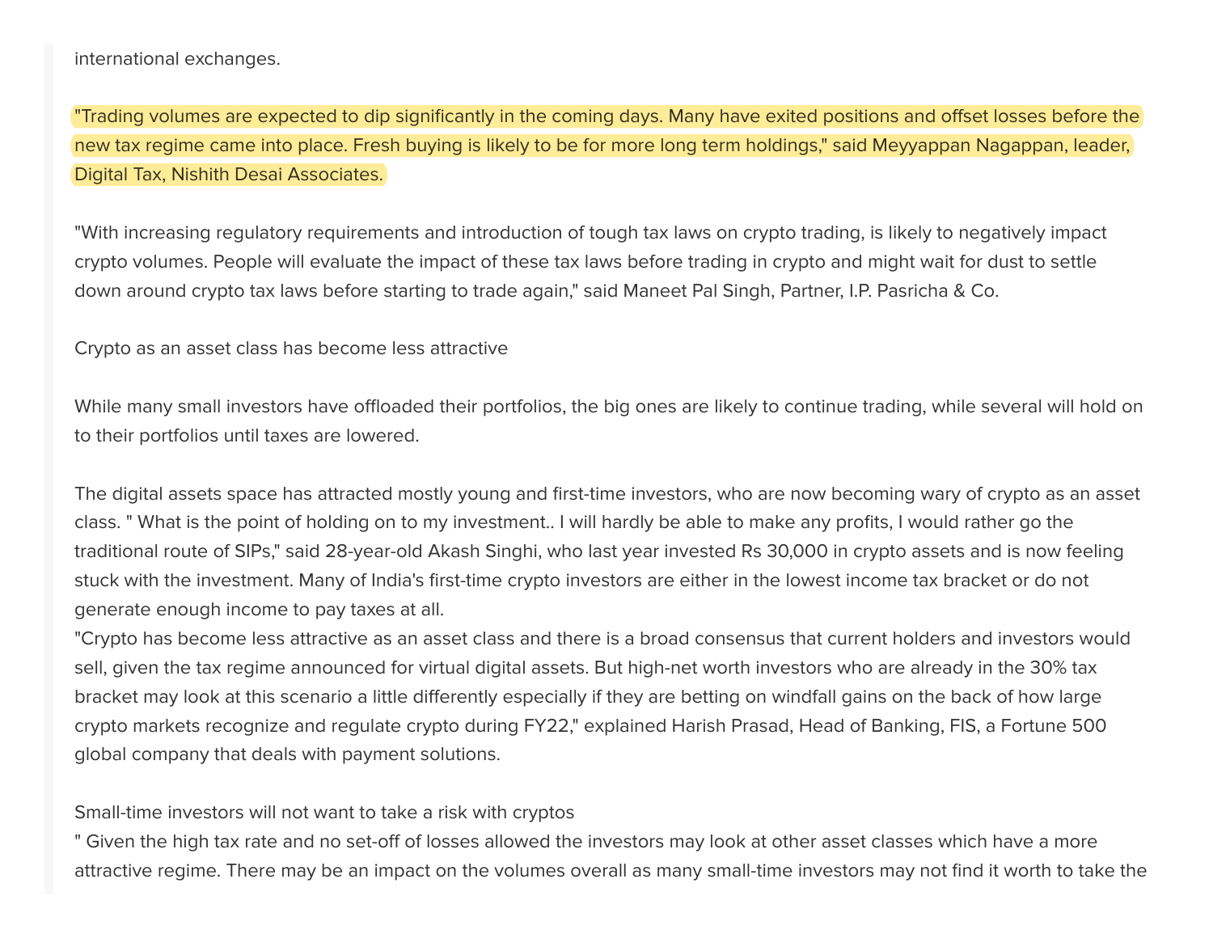international exchanges.

"Trading volumes are expected to dip significantly in the coming days. Many have exited positions and offset losses before the new tax regime came into place. Fresh buying is likely to be for more long term holdings," said Meyyappan Nagappan, leader, Digital Tax, Nishith Desai Associates.

"With increasing regulatory requirements and introduction of tough tax laws on crypto trading, is likely to negatively impact crypto volumes. People will evaluate the impact of these tax laws before trading in crypto and might wait for dust to settle down around crypto tax laws before starting to trade again," said Maneet Pal Singh, Partner, I.P. Pasricha & Co.

Crypto as an asset class has become less attractive

While many small investors have offloaded their portfolios, the big ones are likely to continue trading, while several will hold on to their portfolios until taxes are lowered.

The digital assets space has attracted mostly young and first-time investors, who are now becoming wary of crypto as an asset class. " What is the point of holding on to my investment.. I will hardly be able to make any profits, I would rather go the traditional route of SIPs," said 28-year-old Akash Singhi, who last year invested Rs 30,000 in crypto assets and is now feeling stuck with the investment. Many of India's first-time crypto investors are either in the lowest income tax bracket or do not generate enough income to pay taxes at all.
"Crypto has become less attractive as an asset class and there is a broad consensus that current holders and investors would sell, given the tax regime announced for virtual digital assets. But high-net worth investors who are already in the 30% tax bracket may look at this scenario a little differently especially if they are betting on windfall gains on the back of how large crypto markets recognize and regulate crypto during FY22," explained Harish Prasad, Head of Banking, FIS, a Fortune 500 global company that deals with payment solutions.

Small-time investors will not want to take a risk with cryptos
" Given the high tax rate and no set-off of losses allowed the investors may look at other asset classes which have a more attractive regime. There may be an impact on the volumes overall as many small-time investors may not find it worth to take the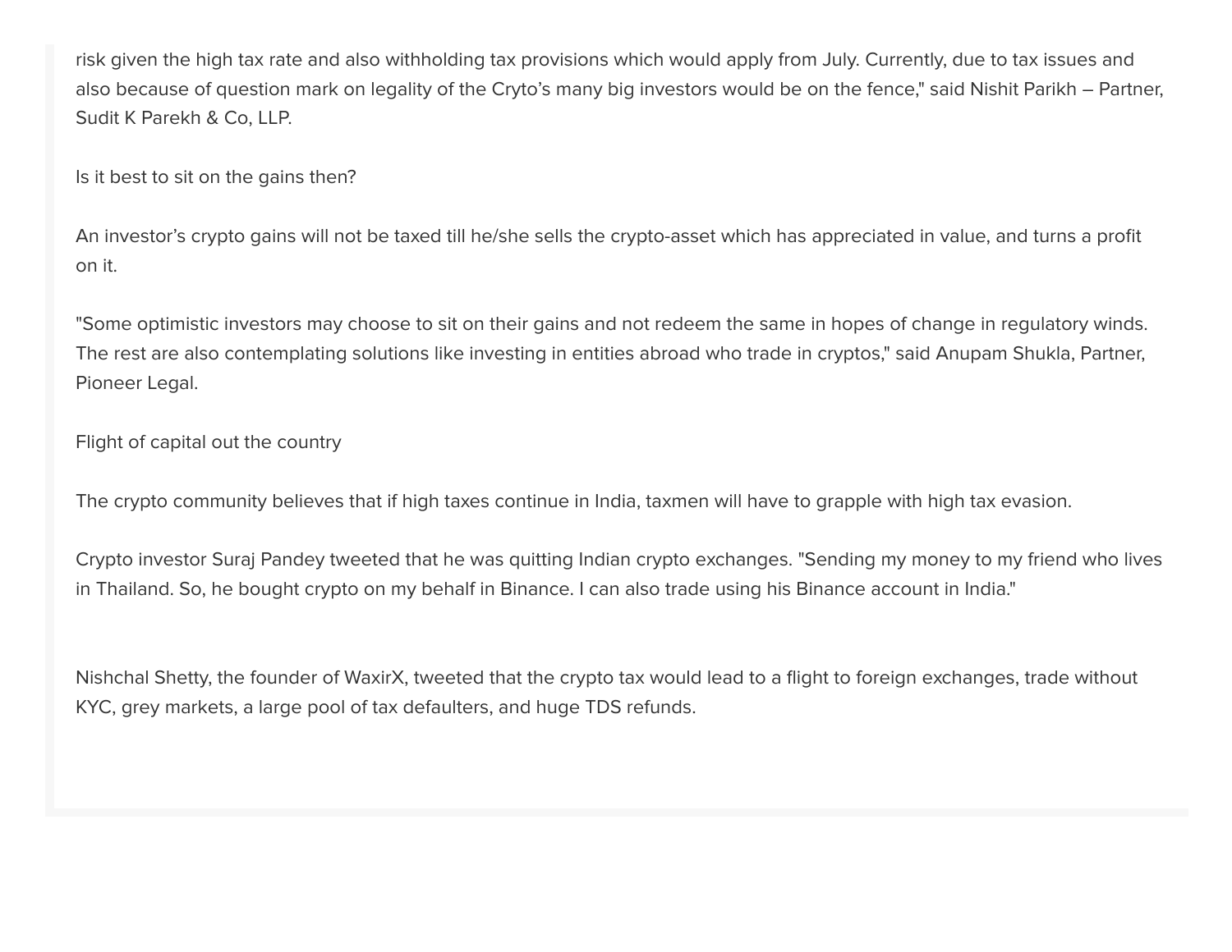risk given the high tax rate and also withholding tax provisions which would apply from July. Currently, due to tax issues and also because of question mark on legality of the Cryto's many big investors would be on the fence," said Nishit Parikh – Partner, Sudit K Parekh & Co, LLP.

Is it best to sit on the gains then?

An investor's crypto gains will not be taxed till he/she sells the crypto-asset which has appreciated in value, and turns a profit on it.

"Some optimistic investors may choose to sit on their gains and not redeem the same in hopes of change in regulatory winds. The rest are also contemplating solutions like investing in entities abroad who trade in cryptos," said Anupam Shukla, Partner, Pioneer Legal.

Flight of capital out the country

The crypto community believes that if high taxes continue in India, taxmen will have to grapple with high tax evasion.

Crypto investor Suraj Pandey tweeted that he was quitting Indian crypto exchanges. "Sending my money to my friend who lives in Thailand. So, he bought crypto on my behalf in Binance. I can also trade using his Binance account in India."

Nishchal Shetty, the founder of WaxirX, tweeted that the crypto tax would lead to a flight to foreign exchanges, trade without KYC, grey markets, a large pool of tax defaulters, and huge TDS refunds.